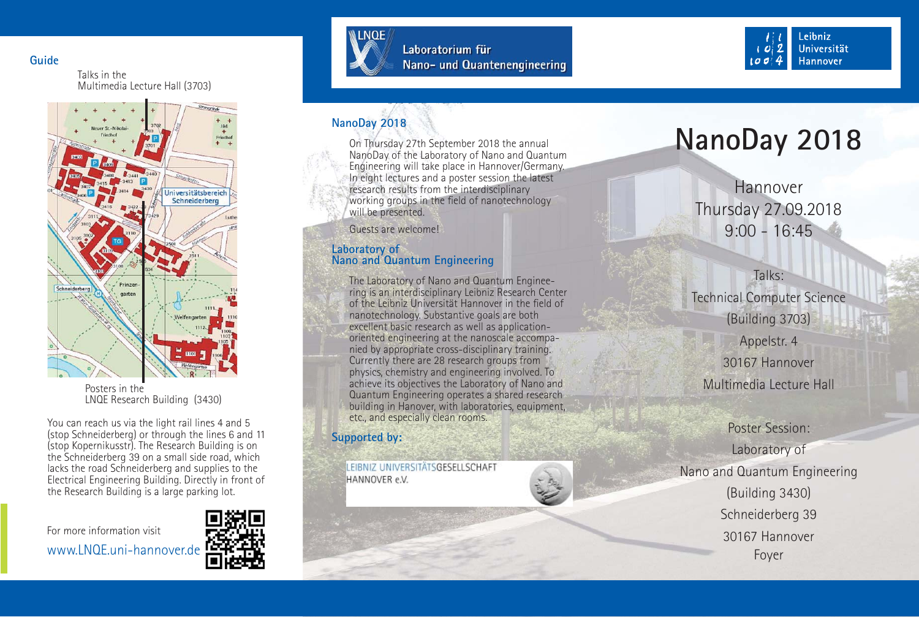## Guide

Talks in the
Multimedia Lecture Hall (3703)

Posters in the
LNQE Research Building (3430)

You can reach us via the light rail lines 4 and 5 (stop Schneiderberg) or through the lines 6 and 11 (stop Kopernikusstr). The Research Building is on the Schneiderberg 39 on a small side road, which lacks the road Schneiderberg and supplies to the Electrical Engineering Building. Directly in front of the Research Building is a large parking lot.

For more information visit
www.LNQE.uni-hannover.de

LNQE Laboratorium für Nano- und Quantenengineering

Leibniz Universität Hannover

## NanoDay 2018

On Thursday 27th September 2018 the annual NanoDay of the Laboratory of Nano and Quantum Engineering will take place in Hannover/Germany. In eight lectures and a poster session the latest research results from the interdisciplinary working groups in the field of nanotechnology will be presented.

Guests are welcome!

## Laboratory of Nano and Quantum Engineering

The Laboratory of Nano and Quantum Engineering is an interdisciplinary Leibniz Research Center of the Leibniz Universität Hannover in the field of nanotechnology. Substantive goals are both excellent basic research as well as application-oriented engineering at the nanoscale accompanied by appropriate cross-disciplinary training. Currently there are 28 research groups from physics, chemistry and engineering involved. To achieve its objectives the Laboratory of Nano and Quantum Engineering operates a shared research building in Hanover, with laboratories, equipment, etc., and especially clean rooms.

## Supported by:

LEIBNIZ UNIVERSITÄTSGESELLSCHAFT HANNOVER e.V.

# NanoDay 2018

Hannover
Thursday 27.09.2018
9:00 - 16:45

Talks:
Technical Computer Science
(Building 3703)
Appelstr. 4
30167 Hannover
Multimedia Lecture Hall

Poster Session:
Laboratory of
Nano and Quantum Engineering
(Building 3430)
Schneiderberg 39
30167 Hannover
Foyer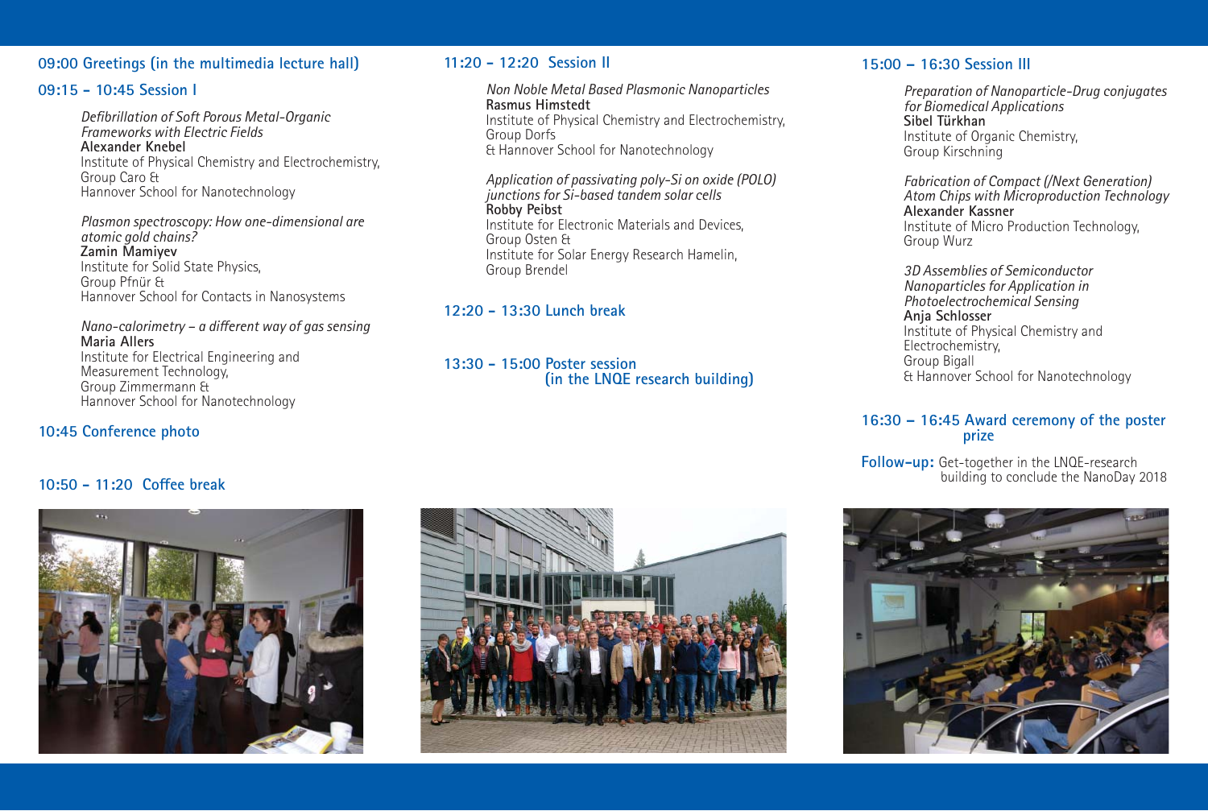**09:00 Greetings (in the multimedia lecture hall)**

**09:15 – 10:45 Session I**

*Defibrillation of Soft Porous Metal-Organic Frameworks with Electric Fields*
**Alexander Knebel**
Institute of Physical Chemistry and Electrochemistry,
Group Caro &
Hannover School for Nanotechnology

*Plasmon spectroscopy: How one-dimensional are atomic gold chains?*
**Zamin Mamiyev**
Institute for Solid State Physics,
Group Pfnür &
Hannover School for Contacts in Nanosystems

*Nano-calorimetry – a different way of gas sensing*
**Maria Allers**
Institute for Electrical Engineering and Measurement Technology,
Group Zimmermann &
Hannover School for Nanotechnology

**10:45 Conference photo**

**10:50 – 11:20 Coffee break**

**11:20 – 12:20 Session II**

*Non Noble Metal Based Plasmonic Nanoparticles*
**Rasmus Himstedt**
Institute of Physical Chemistry and Electrochemistry,
Group Dorfs
& Hannover School for Nanotechnology

*Application of passivating poly-Si on oxide (POLO) junctions for Si-based tandem solar cells*
**Robby Peibst**
Institute for Electronic Materials and Devices,
Group Osten &
Institute for Solar Energy Research Hamelin,
Group Brendel

**12:20 – 13:30 Lunch break**

**13:30 – 15:00 Poster session (in the LNQE research building)**

**15:00 – 16:30 Session III**

*Preparation of Nanoparticle-Drug conjugates for Biomedical Applications*
**Sibel Türkhan**
Institute of Organic Chemistry,
Group Kirschning

*Fabrication of Compact (/Next Generation) Atom Chips with Microproduction Technology*
**Alexander Kassner**
Institute of Micro Production Technology,
Group Wurz

*3D Assemblies of Semiconductor Nanoparticles for Application in Photoelectrochemical Sensing*
**Anja Schlosser**
Institute of Physical Chemistry and Electrochemistry,
Group Bigall
& Hannover School for Nanotechnology

**16:30 – 16:45 Award ceremony of the poster prize**

**Follow-up:** Get-together in the LNQE-research building to conclude the NanoDay 2018